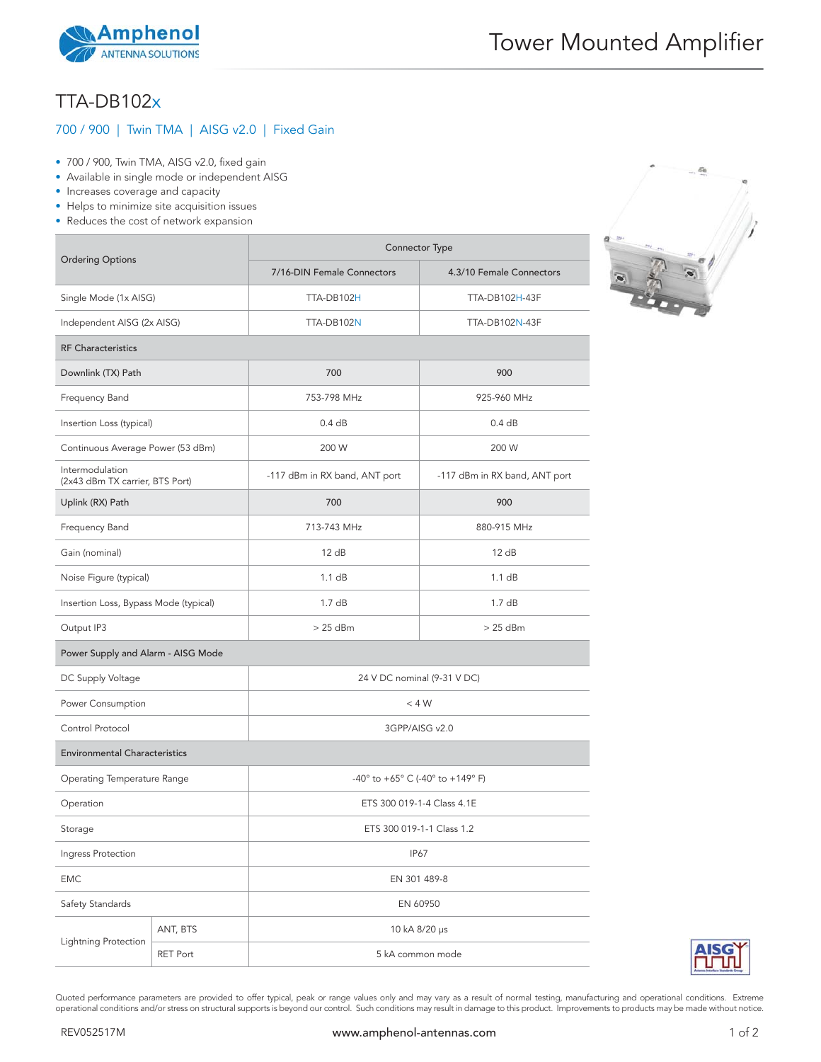# TTA-DB102x

## 700 / 900 | Twin TMA | AISG v2.0 | Fixed Gain

- 700 / 900, Twin TMA, AISG v2.0, fixed gain
- Available in single mode or independent AISG
- Increases coverage and capacity
- Helps to minimize site acquisition issues
- Reduces the cost of network expansion

| Ordering Options | | Connector Type | |
|---|---|---|---|
| | | 7/16-DIN Female Connectors | 4.3/10 Female Connectors |
| Single Mode (1x AISG) | | TTA-DB102H | TTA-DB102H-43F |
| Independent AISG (2x AISG) | | TTA-DB102N | TTA-DB102N-43F |
| **RF Characteristics** | | | |
| Downlink (TX) Path | | 700 | 900 |
| Frequency Band | | 753-798 MHz | 925-960 MHz |
| Insertion Loss (typical) | | 0.4 dB | 0.4 dB |
| Continuous Average Power (53 dBm) | | 200 W | 200 W |
| Intermodulation (2x43 dBm TX carrier, BTS Port) | | -117 dBm in RX band, ANT port | -117 dBm in RX band, ANT port |
| Uplink (RX) Path | | 700 | 900 |
| Frequency Band | | 713-743 MHz | 880-915 MHz |
| Gain (nominal) | | 12 dB | 12 dB |
| Noise Figure (typical) | | 1.1 dB | 1.1 dB |
| Insertion Loss, Bypass Mode (typical) | | 1.7 dB | 1.7 dB |
| Output IP3 | | > 25 dBm | > 25 dBm |
| **Power Supply and Alarm - AISG Mode** | | | |
| DC Supply Voltage | | 24 V DC nominal (9-31 V DC) | |
| Power Consumption | | < 4 W | |
| Control Protocol | | 3GPP/AISG v2.0 | |
| **Environmental Characteristics** | | | |
| Operating Temperature Range | | -40° to +65° C (-40° to +149° F) | |
| Operation | | ETS 300 019-1-4 Class 4.1E | |
| Storage | | ETS 300 019-1-1 Class 1.2 | |
| Ingress Protection | | IP67 | |
| EMC | | EN 301 489-8 | |
| Safety Standards | | EN 60950 | |
| Lightning Protection | ANT, BTS | 10 kA 8/20 µs | |
| | RET Port | 5 kA common mode | |

Quoted performance parameters are provided to offer typical, peak or range values only and may vary as a result of normal testing, manufacturing and operational conditions. Extreme operational conditions and/or stress on structural supports is beyond our control. Such conditions may result in damage to this product. Improvements to products may be made without notice.

REV052517M

www.amphenol-antennas.com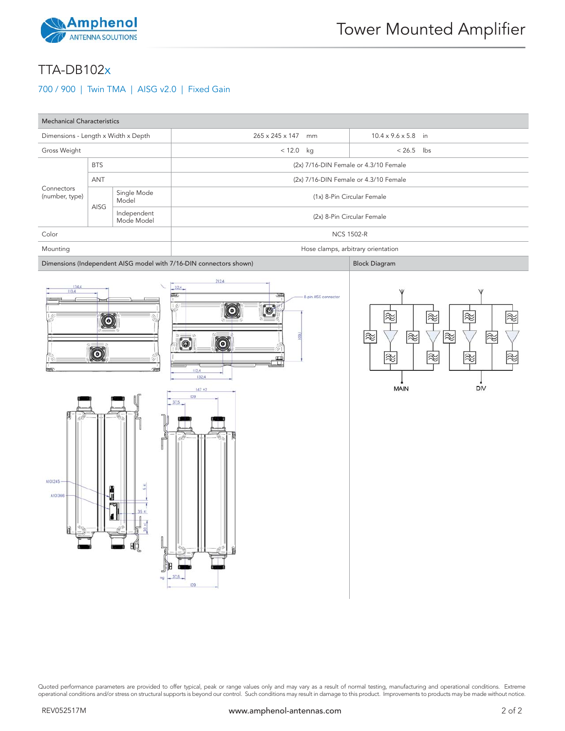# TTA-DB102x

## 700 / 900 | Twin TMA | AISG v2.0 | Fixed Gain

| Mechanical Characteristics | | | | |
|---|---|---|---|---|
| Dimensions - Length x Width x Depth | | | 265 x 245 x 147 mm | 10.4 x 9.6 x 5.8 in |
| Gross Weight | | | < 12.0 kg | < 26.5 lbs |
| Connectors (number, type) | BTS | | (2x) 7/16-DIN Female or 4.3/10 Female | |
| | ANT | | (2x) 7/16-DIN Female or 4.3/10 Female | |
| | AISG | Single Mode Model | (1x) 8-Pin Circular Female | |
| | | Independent Mode Model | (2x) 8-Pin Circular Female | |
| Color | | | NCS 1502-R | |
| Mounting | | | Hose clamps, arbitrary orientation | |

Dimensions (Independent AISG model with 7/16-DIN connectors shown)

134.4
110.4
212.4
32.4
8-pin AISG connector
109
112.4
132.4
147 ±2
109
37.5
A101245
A101366
5 ±1
35 ±1
30 ±1
37.5
109

Block Diagram

MAIN
DIV

Quoted performance parameters are provided to offer typical, peak or range values only and may vary as a result of normal testing, manufacturing and operational conditions. Extreme operational conditions and/or stress on structural supports is beyond our control. Such conditions may result in damage to this product. Improvements to products may be made without notice.

REV052517M

www.amphenol-antennas.com